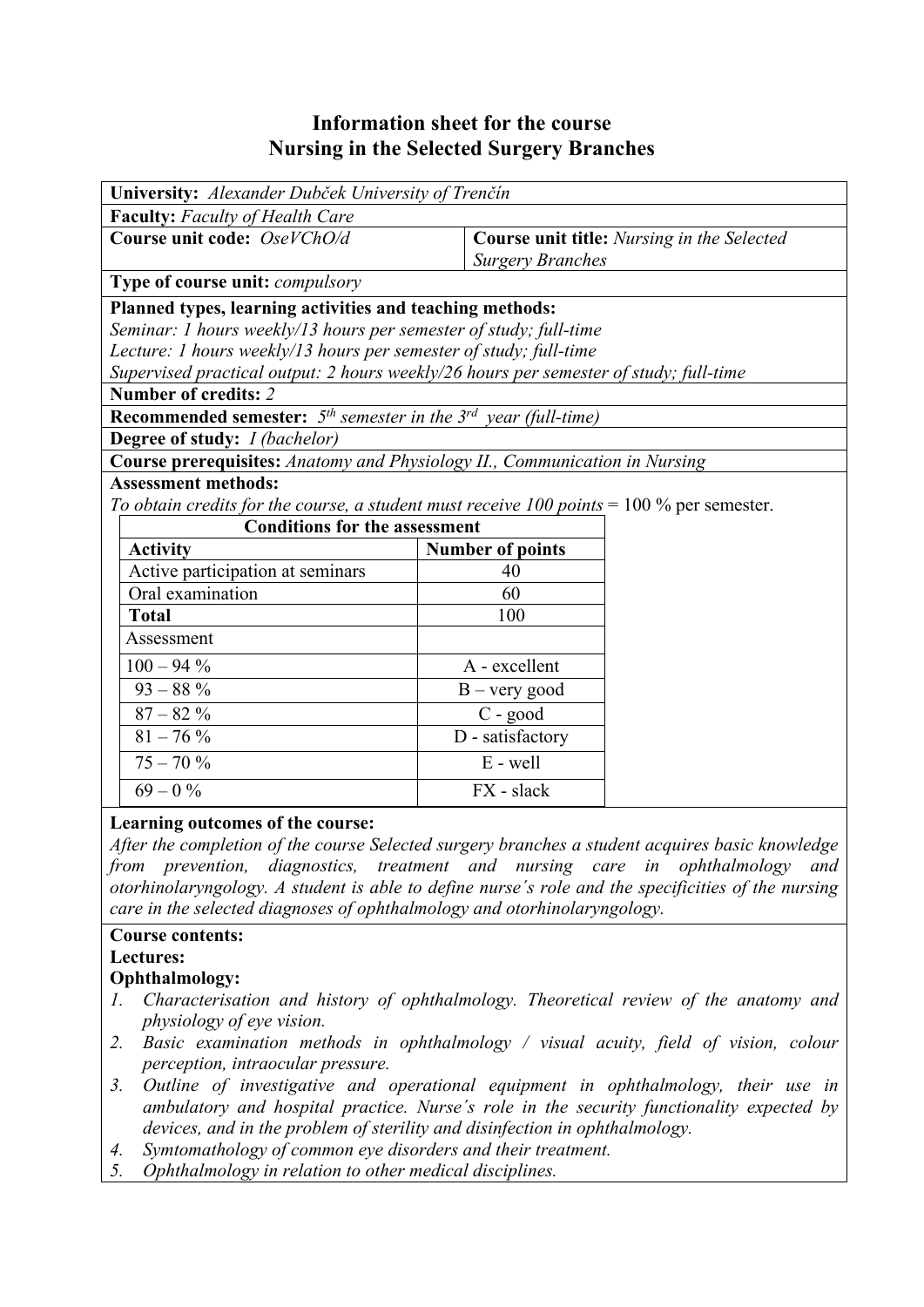# Information sheet for the course
# Nursing in the Selected Surgery Branches

**University:** *Alexander Dubček University of Trenčín*

**Faculty:** *Faculty of Health Care*

**Course unit code:** *OseVChO/d*

**Course unit title:** *Nursing in the Selected Surgery Branches*

**Type of course unit:** *compulsory*

**Planned types, learning activities and teaching methods:**
*Seminar: 1 hours weekly/13 hours per semester of study; full-time*
*Lecture: 1 hours weekly/13 hours per semester of study; full-time*
*Supervised practical output: 2 hours weekly/26 hours per semester of study; full-time*

**Number of credits:** *2*

**Recommended semester:** *5th semester in the 3rd year (full-time)*

**Degree of study:** *I (bachelor)*

**Course prerequisites:** *Anatomy and Physiology II., Communication in Nursing*

**Assessment methods:**
*To obtain credits for the course, a student must receive 100 points* = 100 % per semester.

| Conditions for the assessment | |
|---|---|
| **Activity** | **Number of points** |
| Active participation at seminars | 40 |
| Oral examination | 60 |
| **Total** | 100 |
| Assessment | |
| 100 – 94 % | A - excellent |
| 93 – 88 % | B – very good |
| 87 – 82 % | C - good |
| 81 – 76 % | D - satisfactory |
| 75 – 70 % | E - well |
| 69 – 0 % | FX - slack |

**Learning outcomes of the course:**
*After the completion of the course Selected surgery branches a student acquires basic knowledge from prevention, diagnostics, treatment and nursing care in ophthalmology and otorhinolaryngology. A student is able to define nurse´s role and the specificities of the nursing care in the selected diagnoses of ophthalmology and otorhinolaryngology.*

**Course contents:**

**Lectures:**

**Ophthalmology:**

1. *Characterisation and history of ophthalmology. Theoretical review of the anatomy and physiology of eye vision.*
2. *Basic examination methods in ophthalmology / visual acuity, field of vision, colour perception, intraocular pressure.*
3. *Outline of investigative and operational equipment in ophthalmology, their use in ambulatory and hospital practice. Nurse´s role in the security functionality expected by devices, and in the problem of sterility and disinfection in ophthalmology.*
4. *Symtomathology of common eye disorders and their treatment.*
5. *Ophthalmology in relation to other medical disciplines.*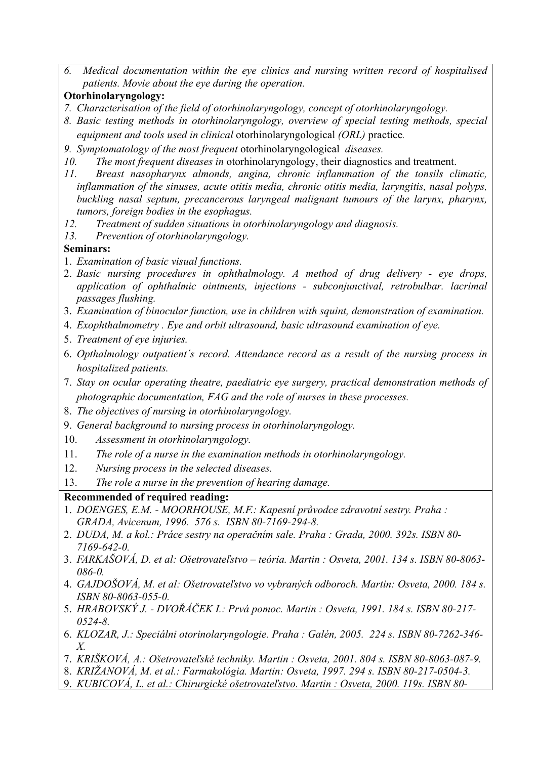6. *Medical documentation within the eye clinics and nursing written record of hospitalised patients. Movie about the eye during the operation.*

**Otorhinolaryngology:**

7. *Characterisation of the field of otorhinolaryngology, concept of otorhinolaryngology.*
8. *Basic testing methods in otorhinolaryngology, overview of special testing methods, special equipment and tools used in clinical* otorhinolaryngological *(ORL)* practice*.*
9. *Symptomatology of the most frequent* otorhinolaryngological *diseases.*
10. *The most frequent diseases in* otorhinolaryngology, their diagnostics and treatment.
11. *Breast nasopharynx almonds, angina, chronic inflammation of the tonsils climatic, inflammation of the sinuses, acute otitis media, chronic otitis media, laryngitis, nasal polyps, buckling nasal septum, precancerous laryngeal malignant tumours of the larynx, pharynx, tumors, foreign bodies in the esophagus.*
12. *Treatment of sudden situations in otorhinolaryngology and diagnosis.*
13. *Prevention of otorhinolaryngology.*

**Seminars:**

1. *Examination of basic visual functions.*
2. *Basic nursing procedures in ophthalmology. A method of drug delivery - eye drops, application of ophthalmic ointments, injections - subconjunctival, retrobulbar. lacrimal passages flushing.*
3. *Examination of binocular function, use in children with squint, demonstration of examination.*
4. *Exophthalmometry . Eye and orbit ultrasound, basic ultrasound examination of eye.*
5. *Treatment of eye injuries.*
6. *Opthalmology outpatient´s record. Attendance record as a result of the nursing process in hospitalized patients.*
7. *Stay on ocular operating theatre, paediatric eye surgery, practical demonstration methods of photographic documentation, FAG and the role of nurses in these processes.*
8. *The objectives of nursing in otorhinolaryngology.*
9. *General background to nursing process in otorhinolaryngology.*
10. *Assessment in otorhinolaryngology.*
11. *The role of a nurse in the examination methods in otorhinolaryngology.*
12. *Nursing process in the selected diseases.*
13. *The role a nurse in the prevention of hearing damage.*

**Recommended of required reading:**

1. *DOENGES, E.M. - MOORHOUSE, M.F.: Kapesní průvodce zdravotní sestry. Praha : GRADA, Avicenum, 1996. 576 s. ISBN 80-7169-294-8.*
2. *DUDA, M. a kol.: Práce sestry na operačním sale. Praha : Grada, 2000. 392s. ISBN 80-7169-642-0.*
3. *FARKAŠOVÁ, D. et al: Ošetrovateľstvo – teória. Martin : Osveta, 2001. 134 s. ISBN 80-8063-086-0.*
4. *GAJDOŠOVÁ, M. et al: Ošetrovateľstvo vo vybraných odboroch. Martin: Osveta, 2000. 184 s. ISBN 80-8063-055-0.*
5. *HRABOVSKÝ J. - DVOŘÁČEK I.: Prvá pomoc. Martin : Osveta, 1991. 184 s. ISBN 80-217-0524-8.*
6. *KLOZAR, J.: Speciálni otorinolaryngologie. Praha : Galén, 2005. 224 s. ISBN 80-7262-346-X.*
7. *KRIŠKOVÁ, A.: Ošetrovateľské techniky. Martin : Osveta, 2001. 804 s. ISBN 80-8063-087-9.*
8. *KRIŽANOVÁ, M. et al.: Farmakológia. Martin: Osveta, 1997. 294 s. ISBN 80-217-0504-3.*
9. *KUBICOVÁ, L. et al.: Chirurgické ošetrovateľstvo. Martin : Osveta, 2000. 119s. ISBN 80-*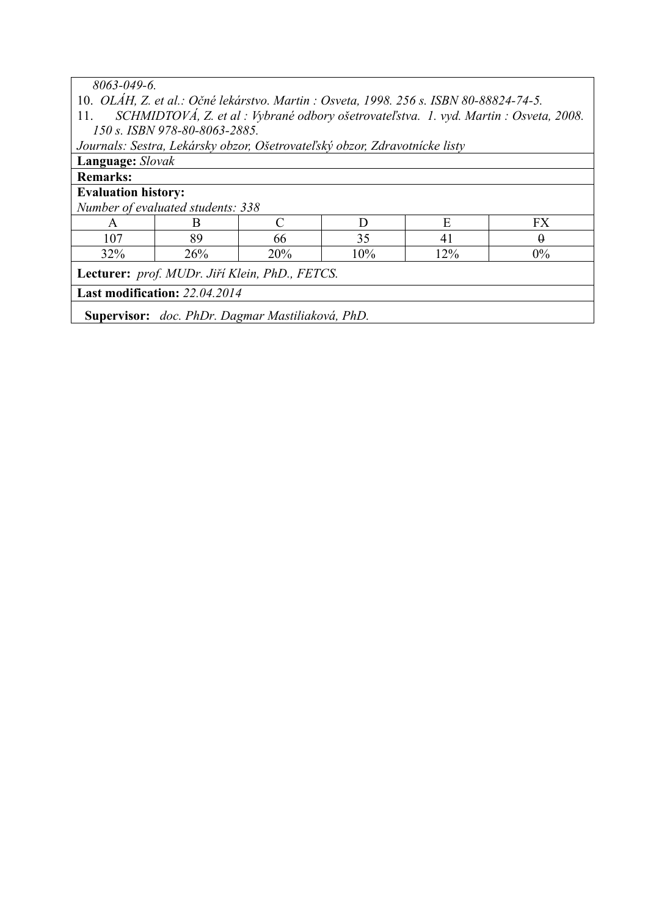*8063-049-6.*

10. *OLÁH, Z. et al.: Očné lekárstvo. Martin : Osveta, 1998. 256 s. ISBN 80-88824-74-5.*

11. *SCHMIDTOVÁ, Z. et al : Vybrané odbory ošetrovateľstva. 1. vyd. Martin : Osveta, 2008. 150 s. ISBN 978-80-8063-2885.*

*Journals: Sestra, Lekársky obzor, Ošetrovateľský obzor, Zdravotnícke listy*

**Language:** *Slovak*

**Remarks:**

**Evaluation history:**

*Number of evaluated students: 338*

| A | B | C | D | E | FX |
|---|---|---|---|---|---|
| 107 | 89 | 66 | 35 | 41 | 0 |
| 32% | 26% | 20% | 10% | 12% | 0% |

**Lecturer:** *prof. MUDr. Jiří Klein, PhD., FETCS.*

**Last modification:** *22.04.2014*

**Supervisor:** *doc. PhDr. Dagmar Mastiliaková, PhD.*